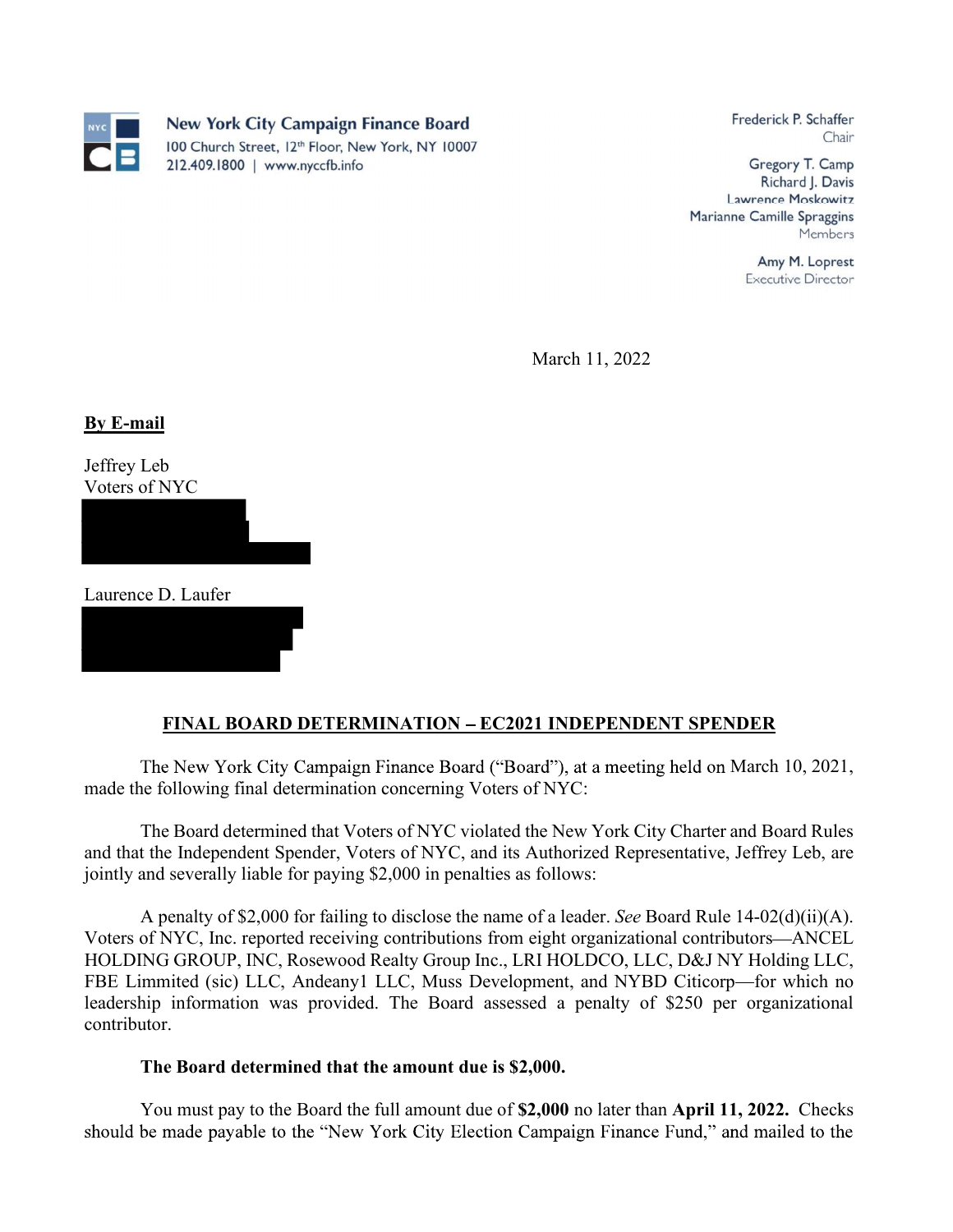**New York City Campaign Finance Board**
100 Church Street, 12th Floor, New York, NY 10007
212.409.1800 | www.nyccfb.info

Frederick P. Schaffer
Chair

Gregory T. Camp
Richard J. Davis
Lawrence Moskowitz
Marianne Camille Spraggins
Members

Amy M. Loprest
Executive Director

March 11, 2022

**By E-mail**

Jeffrey Leb
Voters of NYC

Laurence D. Laufer

**FINAL BOARD DETERMINATION – EC2021 INDEPENDENT SPENDER**

The New York City Campaign Finance Board ("Board"), at a meeting held on March 10, 2021, made the following final determination concerning Voters of NYC:

The Board determined that Voters of NYC violated the New York City Charter and Board Rules and that the Independent Spender, Voters of NYC, and its Authorized Representative, Jeffrey Leb, are jointly and severally liable for paying $2,000 in penalties as follows:

A penalty of $2,000 for failing to disclose the name of a leader. *See* Board Rule 14-02(d)(ii)(A). Voters of NYC, Inc. reported receiving contributions from eight organizational contributors—ANCEL HOLDING GROUP, INC, Rosewood Realty Group Inc., LRI HOLDCO, LLC, D&J NY Holding LLC, FBE Limmited (sic) LLC, Andeany1 LLC, Muss Development, and NYBD Citicorp—for which no leadership information was provided. The Board assessed a penalty of $250 per organizational contributor.

**The Board determined that the amount due is $2,000.**

You must pay to the Board the full amount due of **$2,000** no later than **April 11, 2022.** Checks should be made payable to the "New York City Election Campaign Finance Fund," and mailed to the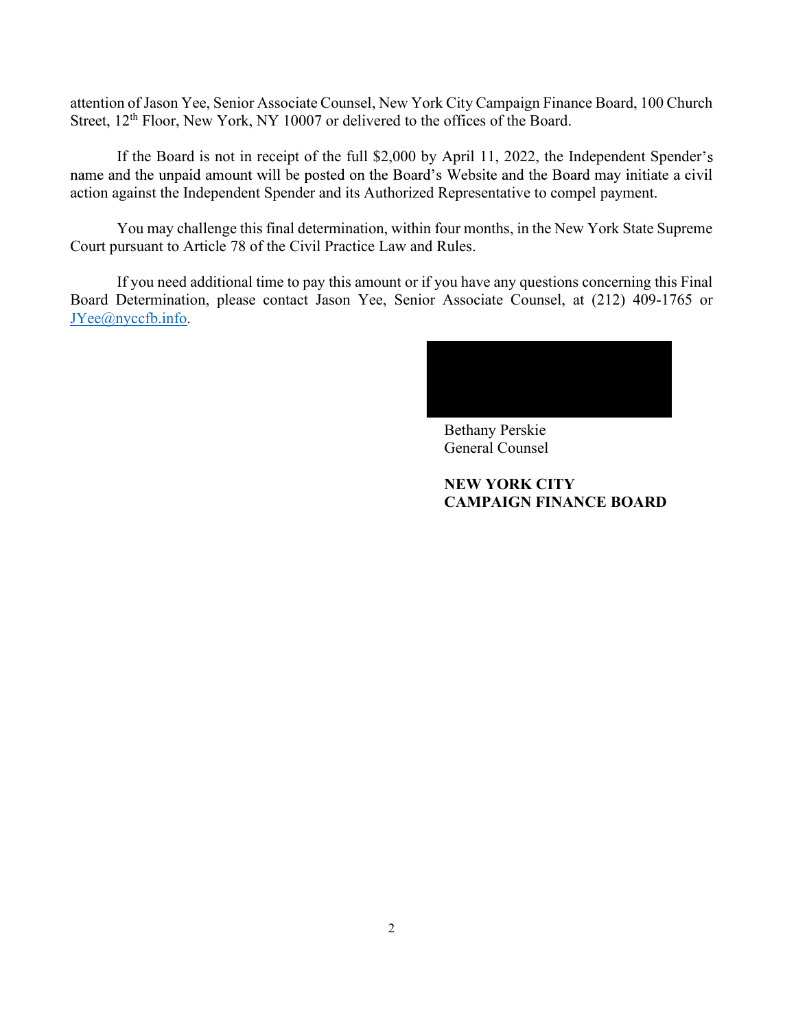attention of Jason Yee, Senior Associate Counsel, New York City Campaign Finance Board, 100 Church Street, 12th Floor, New York, NY 10007 or delivered to the offices of the Board.

If the Board is not in receipt of the full $2,000 by April 11, 2022, the Independent Spender's name and the unpaid amount will be posted on the Board's Website and the Board may initiate a civil action against the Independent Spender and its Authorized Representative to compel payment.

You may challenge this final determination, within four months, in the New York State Supreme Court pursuant to Article 78 of the Civil Practice Law and Rules.

If you need additional time to pay this amount or if you have any questions concerning this Final Board Determination, please contact Jason Yee, Senior Associate Counsel, at (212) 409-1765 or JYee@nyccfb.info.

Bethany Perskie
General Counsel

**NEW YORK CITY**
**CAMPAIGN FINANCE BOARD**